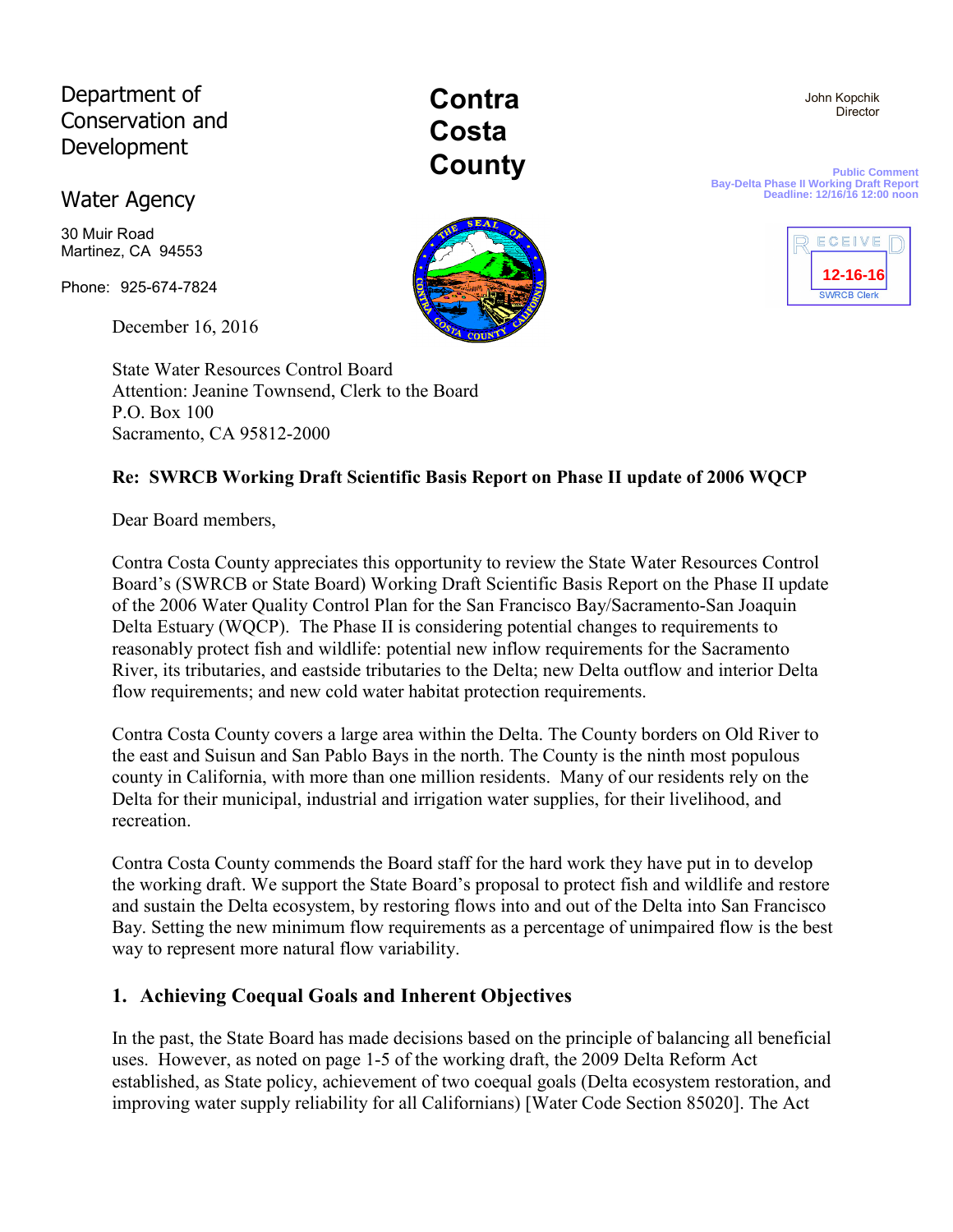Department of Conservation and Development

Water Agency

30 Muir Road
Martinez, CA 94553

Phone: 925-674-7824

# Contra Costa County

John Kopchik
Director

Public Comment
Bay-Delta Phase II Working Draft Report
Deadline: 12/16/16 12:00 noon

RECEIVED
12-16-16
SWRCB Clerk

December 16, 2016

State Water Resources Control Board
Attention: Jeanine Townsend, Clerk to the Board
P.O. Box 100
Sacramento, CA 95812-2000

**Re: SWRCB Working Draft Scientific Basis Report on Phase II update of 2006 WQCP**

Dear Board members,

Contra Costa County appreciates this opportunity to review the State Water Resources Control Board's (SWRCB or State Board) Working Draft Scientific Basis Report on the Phase II update of the 2006 Water Quality Control Plan for the San Francisco Bay/Sacramento-San Joaquin Delta Estuary (WQCP). The Phase II is considering potential changes to requirements to reasonably protect fish and wildlife: potential new inflow requirements for the Sacramento River, its tributaries, and eastside tributaries to the Delta; new Delta outflow and interior Delta flow requirements; and new cold water habitat protection requirements.

Contra Costa County covers a large area within the Delta. The County borders on Old River to the east and Suisun and San Pablo Bays in the north. The County is the ninth most populous county in California, with more than one million residents. Many of our residents rely on the Delta for their municipal, industrial and irrigation water supplies, for their livelihood, and recreation.

Contra Costa County commends the Board staff for the hard work they have put in to develop the working draft. We support the State Board's proposal to protect fish and wildlife and restore and sustain the Delta ecosystem, by restoring flows into and out of the Delta into San Francisco Bay. Setting the new minimum flow requirements as a percentage of unimpaired flow is the best way to represent more natural flow variability.

## 1. Achieving Coequal Goals and Inherent Objectives

In the past, the State Board has made decisions based on the principle of balancing all beneficial uses. However, as noted on page 1-5 of the working draft, the 2009 Delta Reform Act established, as State policy, achievement of two coequal goals (Delta ecosystem restoration, and improving water supply reliability for all Californians) [Water Code Section 85020]. The Act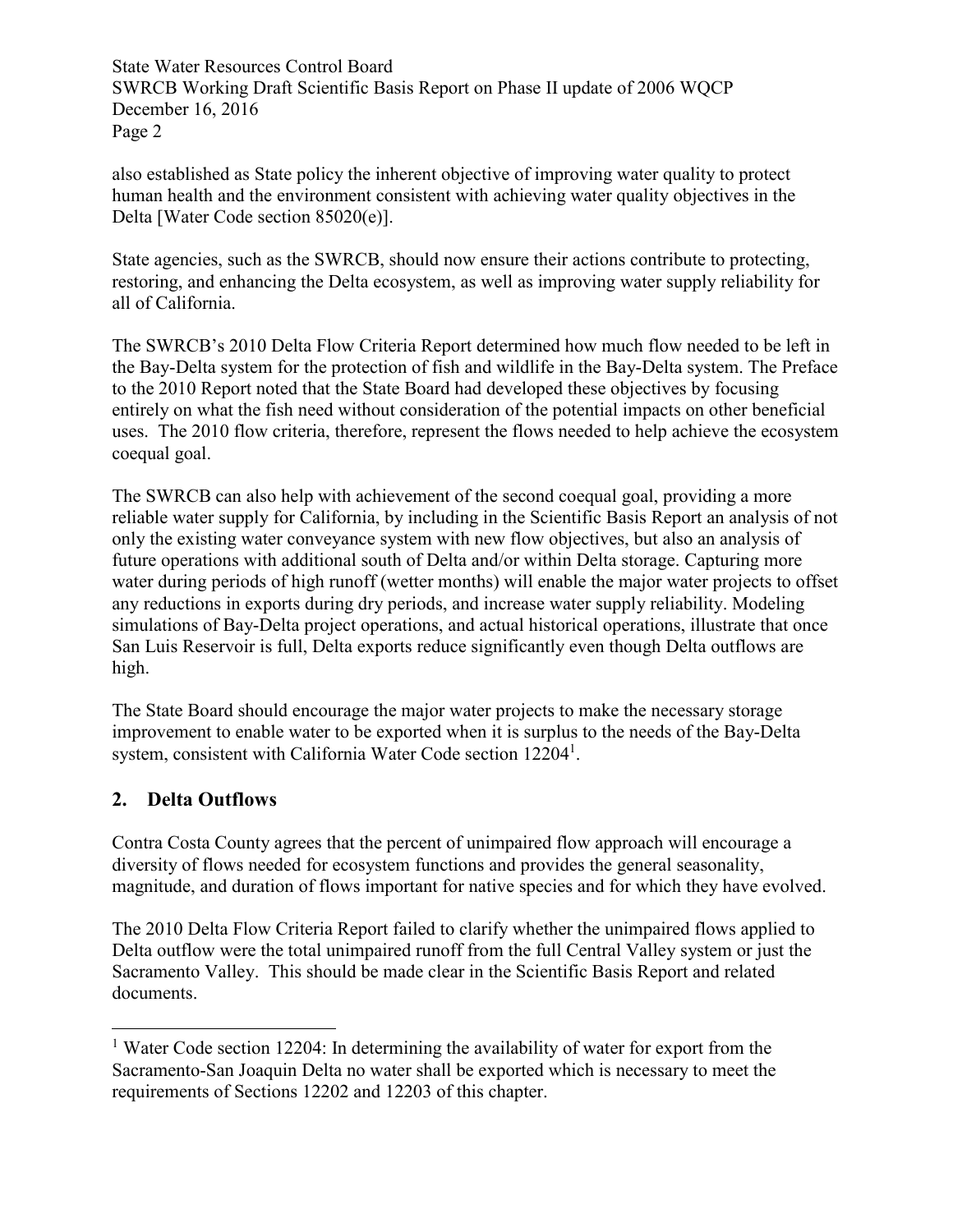also established as State policy the inherent objective of improving water quality to protect human health and the environment consistent with achieving water quality objectives in the Delta [Water Code section 85020(e)].

State agencies, such as the SWRCB, should now ensure their actions contribute to protecting, restoring, and enhancing the Delta ecosystem, as well as improving water supply reliability for all of California.

The SWRCB's 2010 Delta Flow Criteria Report determined how much flow needed to be left in the Bay-Delta system for the protection of fish and wildlife in the Bay-Delta system. The Preface to the 2010 Report noted that the State Board had developed these objectives by focusing entirely on what the fish need without consideration of the potential impacts on other beneficial uses. The 2010 flow criteria, therefore, represent the flows needed to help achieve the ecosystem coequal goal.

The SWRCB can also help with achievement of the second coequal goal, providing a more reliable water supply for California, by including in the Scientific Basis Report an analysis of not only the existing water conveyance system with new flow objectives, but also an analysis of future operations with additional south of Delta and/or within Delta storage. Capturing more water during periods of high runoff (wetter months) will enable the major water projects to offset any reductions in exports during dry periods, and increase water supply reliability. Modeling simulations of Bay-Delta project operations, and actual historical operations, illustrate that once San Luis Reservoir is full, Delta exports reduce significantly even though Delta outflows are high.

The State Board should encourage the major water projects to make the necessary storage improvement to enable water to be exported when it is surplus to the needs of the Bay-Delta system, consistent with California Water Code section 12204[1].

## 2. Delta Outflows

Contra Costa County agrees that the percent of unimpaired flow approach will encourage a diversity of flows needed for ecosystem functions and provides the general seasonality, magnitude, and duration of flows important for native species and for which they have evolved.

The 2010 Delta Flow Criteria Report failed to clarify whether the unimpaired flows applied to Delta outflow were the total unimpaired runoff from the full Central Valley system or just the Sacramento Valley. This should be made clear in the Scientific Basis Report and related documents.

---

[1] Water Code section 12204: In determining the availability of water for export from the Sacramento-San Joaquin Delta no water shall be exported which is necessary to meet the requirements of Sections 12202 and 12203 of this chapter.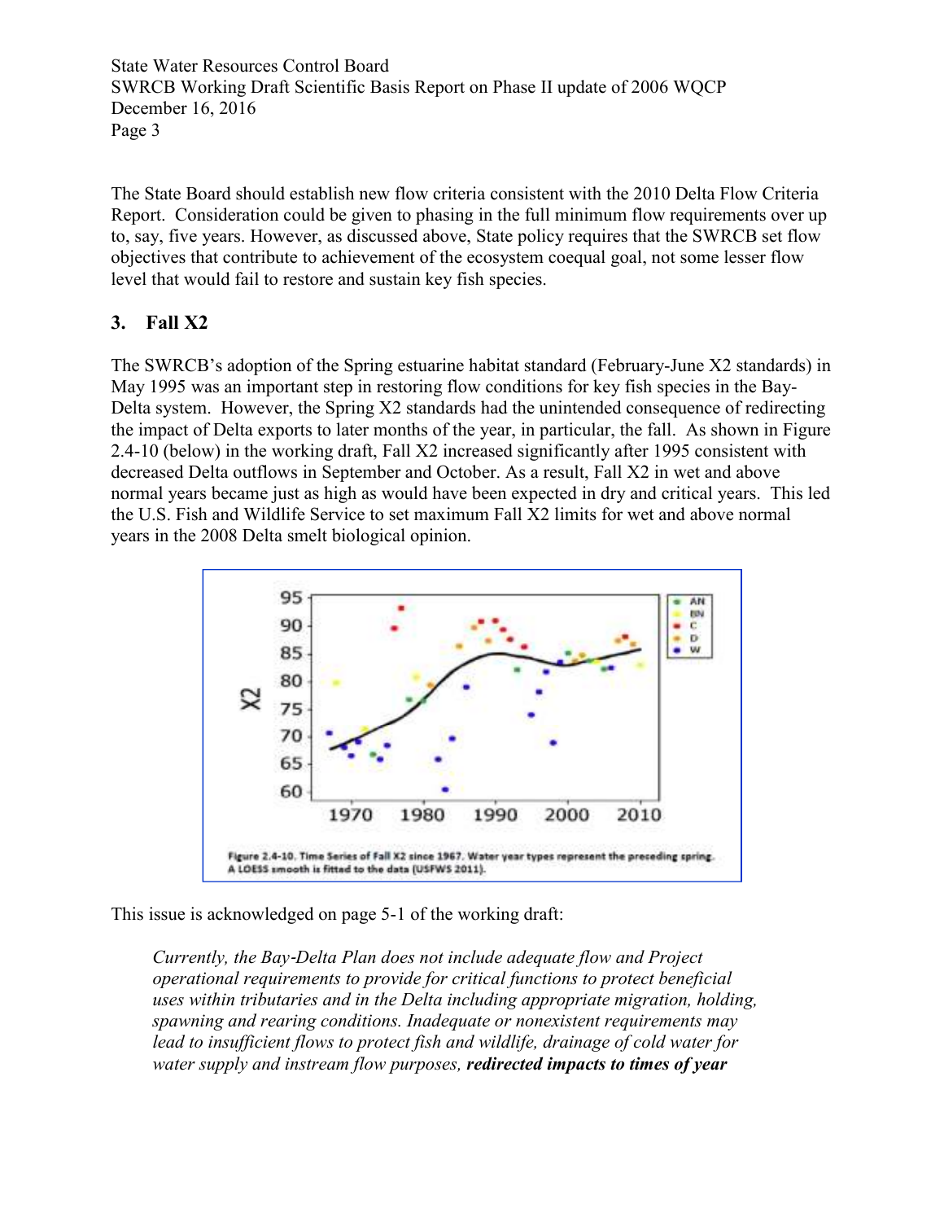The State Board should establish new flow criteria consistent with the 2010 Delta Flow Criteria Report. Consideration could be given to phasing in the full minimum flow requirements over up to, say, five years. However, as discussed above, State policy requires that the SWRCB set flow objectives that contribute to achievement of the ecosystem coequal goal, not some lesser flow level that would fail to restore and sustain key fish species.

## 3. Fall X2

The SWRCB's adoption of the Spring estuarine habitat standard (February-June X2 standards) in May 1995 was an important step in restoring flow conditions for key fish species in the Bay-Delta system. However, the Spring X2 standards had the unintended consequence of redirecting the impact of Delta exports to later months of the year, in particular, the fall. As shown in Figure 2.4-10 (below) in the working draft, Fall X2 increased significantly after 1995 consistent with decreased Delta outflows in September and October. As a result, Fall X2 in wet and above normal years became just as high as would have been expected in dry and critical years. This led the U.S. Fish and Wildlife Service to set maximum Fall X2 limits for wet and above normal years in the 2008 Delta smelt biological opinion.

Figure 2.4-10. Time Series of Fall X2 since 1967. Water year types represent the preceding spring. A LOESS smooth is fitted to the data (USFWS 2011).

This issue is acknowledged on page 5-1 of the working draft:

> *Currently, the Bay-Delta Plan does not include adequate flow and Project operational requirements to provide for critical functions to protect beneficial uses within tributaries and in the Delta including appropriate migration, holding, spawning and rearing conditions. Inadequate or nonexistent requirements may lead to insufficient flows to protect fish and wildlife, drainage of cold water for water supply and instream flow purposes,* ***redirected impacts to times of year***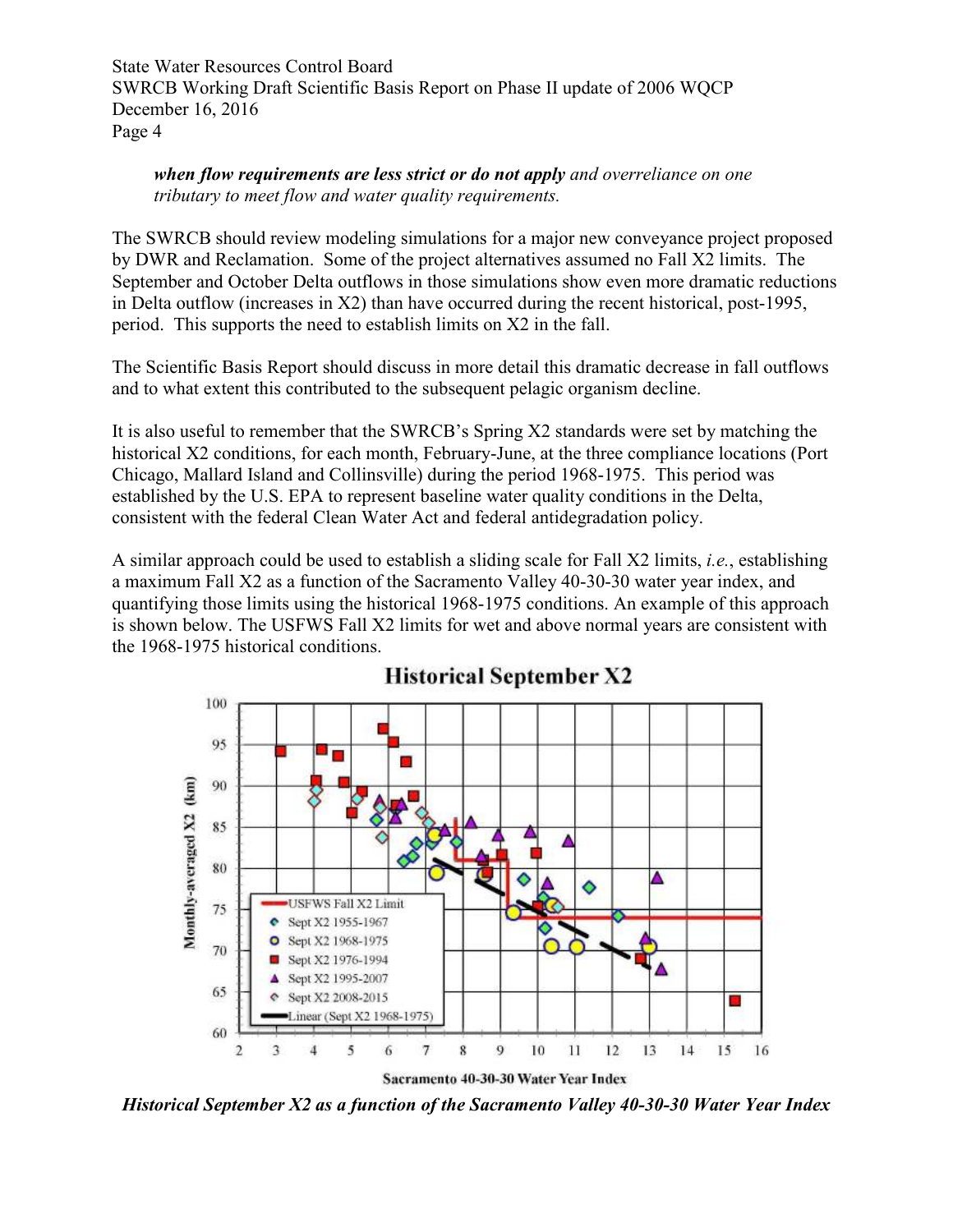*when flow requirements are less strict or do not apply and overreliance on one tributary to meet flow and water quality requirements.*

The SWRCB should review modeling simulations for a major new conveyance project proposed by DWR and Reclamation. Some of the project alternatives assumed no Fall X2 limits. The September and October Delta outflows in those simulations show even more dramatic reductions in Delta outflow (increases in X2) than have occurred during the recent historical, post-1995, period. This supports the need to establish limits on X2 in the fall.

The Scientific Basis Report should discuss in more detail this dramatic decrease in fall outflows and to what extent this contributed to the subsequent pelagic organism decline.

It is also useful to remember that the SWRCB's Spring X2 standards were set by matching the historical X2 conditions, for each month, February-June, at the three compliance locations (Port Chicago, Mallard Island and Collinsville) during the period 1968-1975. This period was established by the U.S. EPA to represent baseline water quality conditions in the Delta, consistent with the federal Clean Water Act and federal antidegradation policy.

A similar approach could be used to establish a sliding scale for Fall X2 limits, *i.e.*, establishing a maximum Fall X2 as a function of the Sacramento Valley 40-30-30 water year index, and quantifying those limits using the historical 1968-1975 conditions. An example of this approach is shown below. The USFWS Fall X2 limits for wet and above normal years are consistent with the 1968-1975 historical conditions.

***Historical September X2 as a function of the Sacramento Valley 40-30-30 Water Year Index***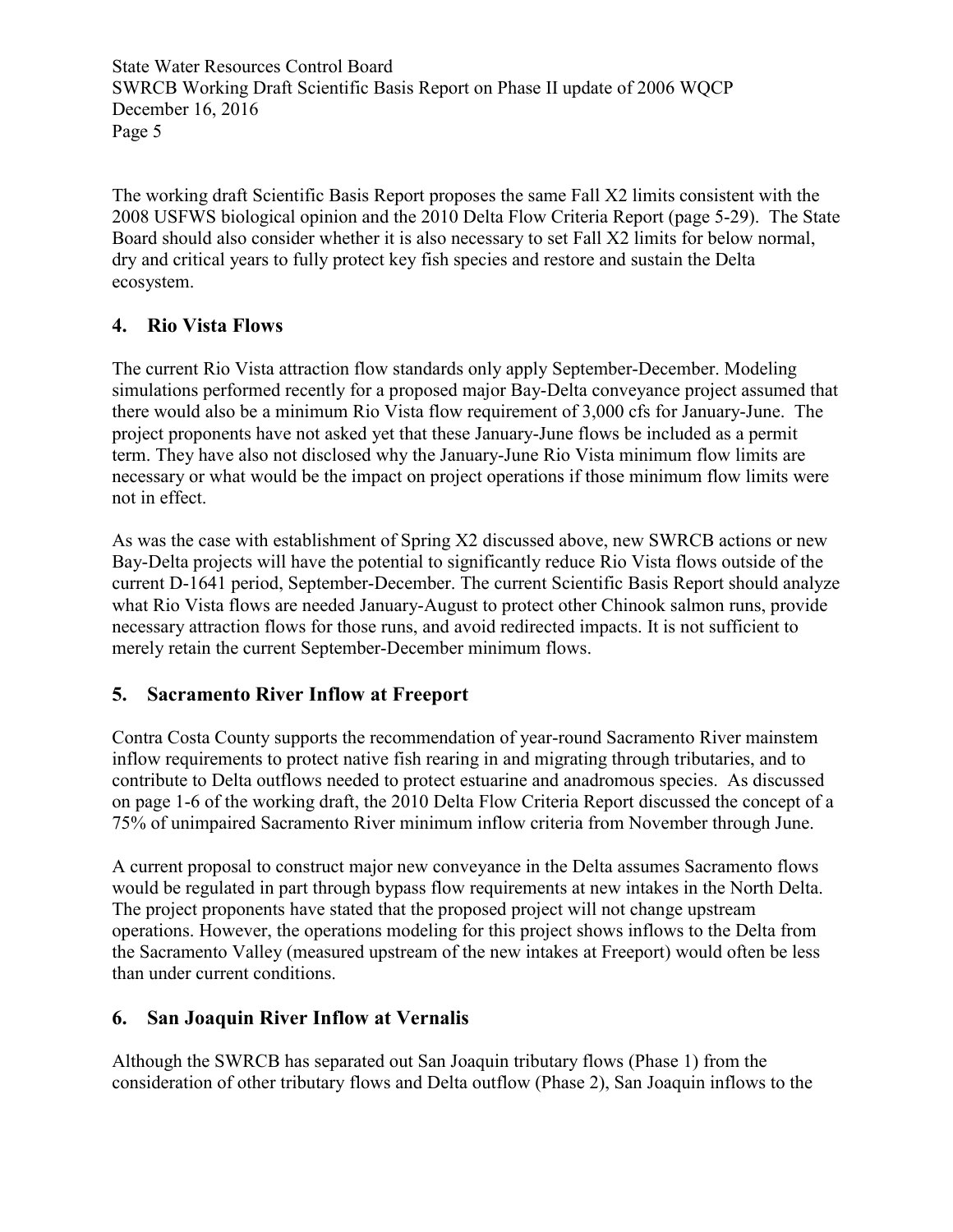The working draft Scientific Basis Report proposes the same Fall X2 limits consistent with the 2008 USFWS biological opinion and the 2010 Delta Flow Criteria Report (page 5-29). The State Board should also consider whether it is also necessary to set Fall X2 limits for below normal, dry and critical years to fully protect key fish species and restore and sustain the Delta ecosystem.

## 4. Rio Vista Flows

The current Rio Vista attraction flow standards only apply September-December. Modeling simulations performed recently for a proposed major Bay-Delta conveyance project assumed that there would also be a minimum Rio Vista flow requirement of 3,000 cfs for January-June. The project proponents have not asked yet that these January-June flows be included as a permit term. They have also not disclosed why the January-June Rio Vista minimum flow limits are necessary or what would be the impact on project operations if those minimum flow limits were not in effect.

As was the case with establishment of Spring X2 discussed above, new SWRCB actions or new Bay-Delta projects will have the potential to significantly reduce Rio Vista flows outside of the current D-1641 period, September-December. The current Scientific Basis Report should analyze what Rio Vista flows are needed January-August to protect other Chinook salmon runs, provide necessary attraction flows for those runs, and avoid redirected impacts. It is not sufficient to merely retain the current September-December minimum flows.

## 5. Sacramento River Inflow at Freeport

Contra Costa County supports the recommendation of year-round Sacramento River mainstem inflow requirements to protect native fish rearing in and migrating through tributaries, and to contribute to Delta outflows needed to protect estuarine and anadromous species. As discussed on page 1-6 of the working draft, the 2010 Delta Flow Criteria Report discussed the concept of a 75% of unimpaired Sacramento River minimum inflow criteria from November through June.

A current proposal to construct major new conveyance in the Delta assumes Sacramento flows would be regulated in part through bypass flow requirements at new intakes in the North Delta. The project proponents have stated that the proposed project will not change upstream operations. However, the operations modeling for this project shows inflows to the Delta from the Sacramento Valley (measured upstream of the new intakes at Freeport) would often be less than under current conditions.

## 6. San Joaquin River Inflow at Vernalis

Although the SWRCB has separated out San Joaquin tributary flows (Phase 1) from the consideration of other tributary flows and Delta outflow (Phase 2), San Joaquin inflows to the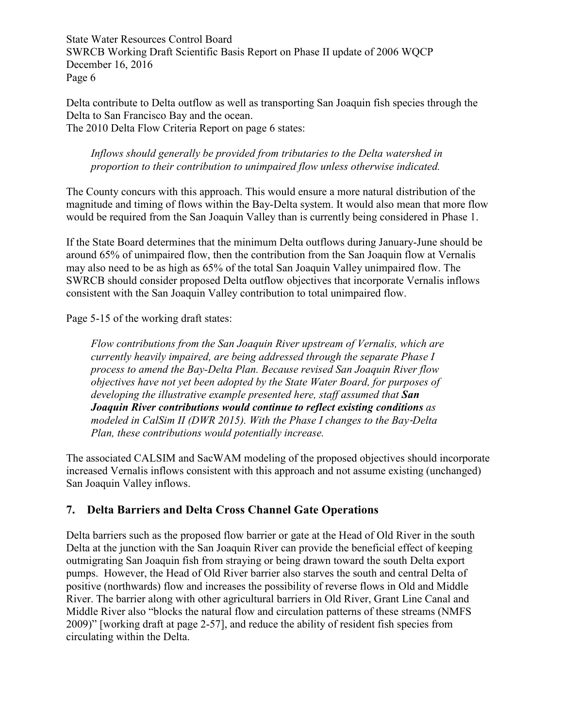Delta contribute to Delta outflow as well as transporting San Joaquin fish species through the Delta to San Francisco Bay and the ocean.
The 2010 Delta Flow Criteria Report on page 6 states:

> *Inflows should generally be provided from tributaries to the Delta watershed in proportion to their contribution to unimpaired flow unless otherwise indicated.*

The County concurs with this approach. This would ensure a more natural distribution of the magnitude and timing of flows within the Bay-Delta system. It would also mean that more flow would be required from the San Joaquin Valley than is currently being considered in Phase 1.

If the State Board determines that the minimum Delta outflows during January-June should be around 65% of unimpaired flow, then the contribution from the San Joaquin flow at Vernalis may also need to be as high as 65% of the total San Joaquin Valley unimpaired flow. The SWRCB should consider proposed Delta outflow objectives that incorporate Vernalis inflows consistent with the San Joaquin Valley contribution to total unimpaired flow.

Page 5-15 of the working draft states:

> *Flow contributions from the San Joaquin River upstream of Vernalis, which are currently heavily impaired, are being addressed through the separate Phase I process to amend the Bay-Delta Plan. Because revised San Joaquin River flow objectives have not yet been adopted by the State Water Board, for purposes of developing the illustrative example presented here, staff assumed that* ***San Joaquin River contributions would continue to reflect existing conditions*** *as modeled in CalSim II (DWR 2015). With the Phase I changes to the Bay-Delta Plan, these contributions would potentially increase.*

The associated CALSIM and SacWAM modeling of the proposed objectives should incorporate increased Vernalis inflows consistent with this approach and not assume existing (unchanged) San Joaquin Valley inflows.

## 7. Delta Barriers and Delta Cross Channel Gate Operations

Delta barriers such as the proposed flow barrier or gate at the Head of Old River in the south Delta at the junction with the San Joaquin River can provide the beneficial effect of keeping outmigrating San Joaquin fish from straying or being drawn toward the south Delta export pumps. However, the Head of Old River barrier also starves the south and central Delta of positive (northwards) flow and increases the possibility of reverse flows in Old and Middle River. The barrier along with other agricultural barriers in Old River, Grant Line Canal and Middle River also "blocks the natural flow and circulation patterns of these streams (NMFS 2009)" [working draft at page 2-57], and reduce the ability of resident fish species from circulating within the Delta.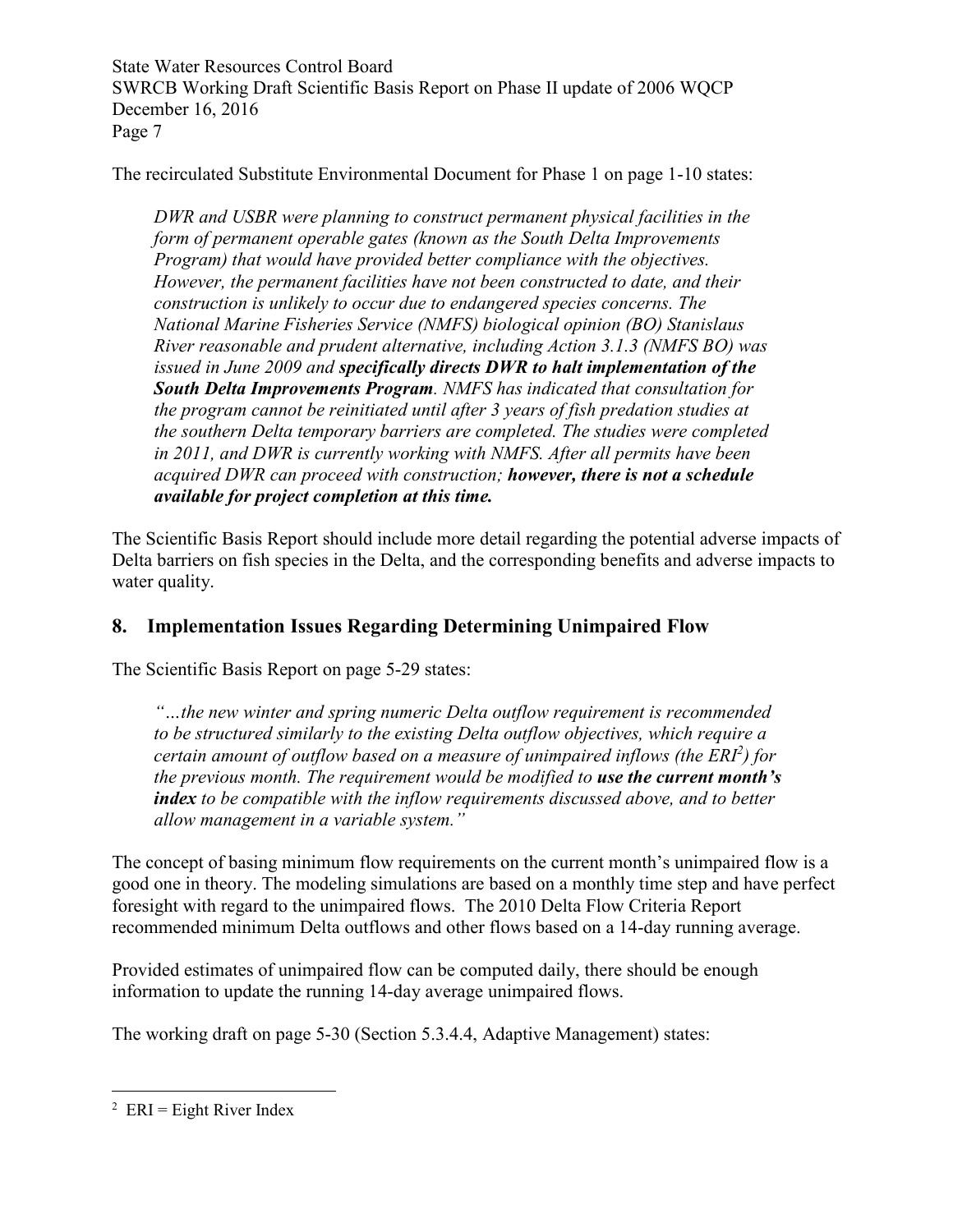The recirculated Substitute Environmental Document for Phase 1 on page 1-10 states:

> *DWR and USBR were planning to construct permanent physical facilities in the form of permanent operable gates (known as the South Delta Improvements Program) that would have provided better compliance with the objectives. However, the permanent facilities have not been constructed to date, and their construction is unlikely to occur due to endangered species concerns. The National Marine Fisheries Service (NMFS) biological opinion (BO) Stanislaus River reasonable and prudent alternative, including Action 3.1.3 (NMFS BO) was issued in June 2009 and* ***specifically directs DWR to halt implementation of the South Delta Improvements Program****. NMFS has indicated that consultation for the program cannot be reinitiated until after 3 years of fish predation studies at the southern Delta temporary barriers are completed. The studies were completed in 2011, and DWR is currently working with NMFS. After all permits have been acquired DWR can proceed with construction;* ***however, there is not a schedule available for project completion at this time.***

The Scientific Basis Report should include more detail regarding the potential adverse impacts of Delta barriers on fish species in the Delta, and the corresponding benefits and adverse impacts to water quality.

## 8. Implementation Issues Regarding Determining Unimpaired Flow

The Scientific Basis Report on page 5-29 states:

> *"…the new winter and spring numeric Delta outflow requirement is recommended to be structured similarly to the existing Delta outflow objectives, which require a certain amount of outflow based on a measure of unimpaired inflows (the ERI[2]) for the previous month. The requirement would be modified to* ***use the current month's index*** *to be compatible with the inflow requirements discussed above, and to better allow management in a variable system."*

The concept of basing minimum flow requirements on the current month's unimpaired flow is a good one in theory. The modeling simulations are based on a monthly time step and have perfect foresight with regard to the unimpaired flows. The 2010 Delta Flow Criteria Report recommended minimum Delta outflows and other flows based on a 14-day running average.

Provided estimates of unimpaired flow can be computed daily, there should be enough information to update the running 14-day average unimpaired flows.

The working draft on page 5-30 (Section 5.3.4.4, Adaptive Management) states:

---

[2] ERI = Eight River Index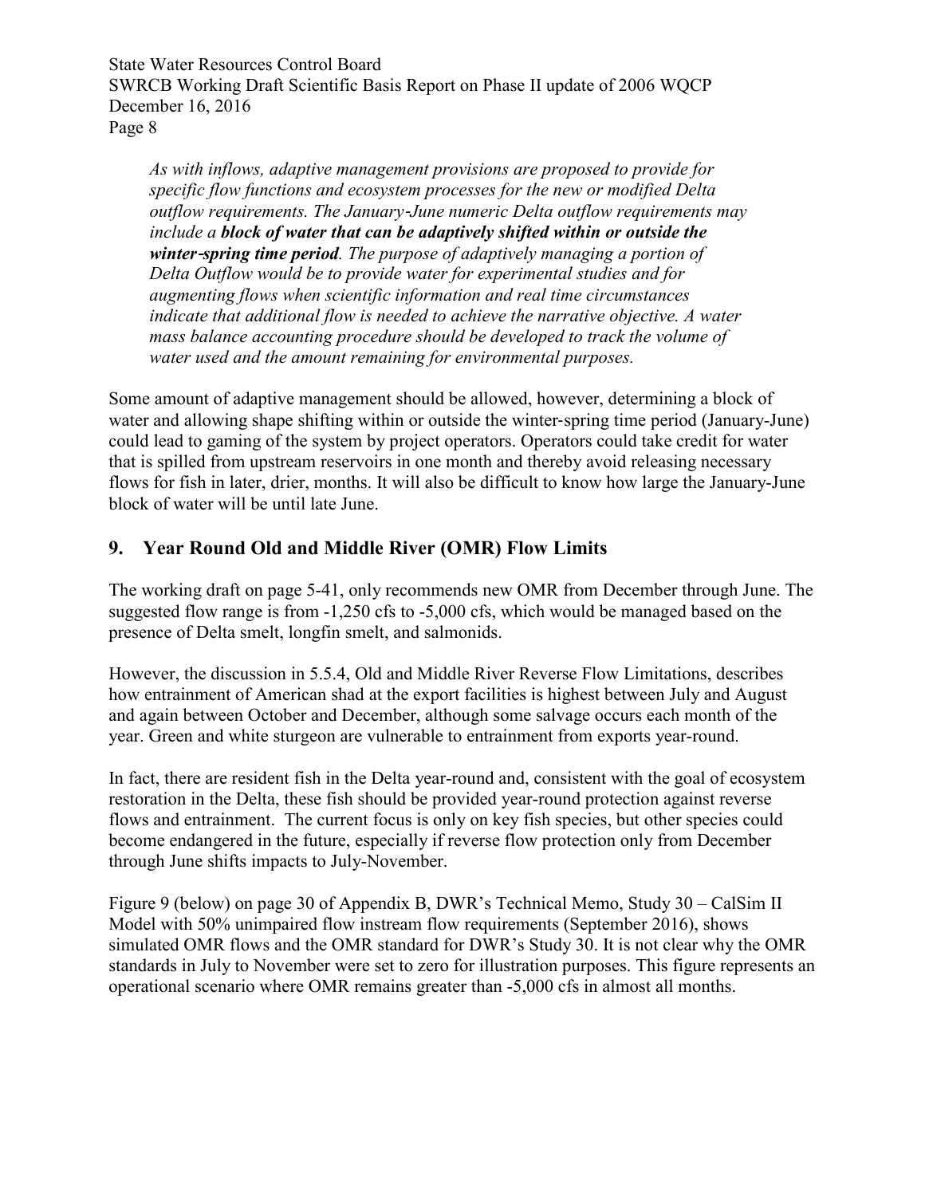*As with inflows, adaptive management provisions are proposed to provide for specific flow functions and ecosystem processes for the new or modified Delta outflow requirements. The January-June numeric Delta outflow requirements may include a **block of water that can be adaptively shifted within or outside the winter-spring time period**. The purpose of adaptively managing a portion of Delta Outflow would be to provide water for experimental studies and for augmenting flows when scientific information and real time circumstances indicate that additional flow is needed to achieve the narrative objective. A water mass balance accounting procedure should be developed to track the volume of water used and the amount remaining for environmental purposes.*

Some amount of adaptive management should be allowed, however, determining a block of water and allowing shape shifting within or outside the winter-spring time period (January-June) could lead to gaming of the system by project operators. Operators could take credit for water that is spilled from upstream reservoirs in one month and thereby avoid releasing necessary flows for fish in later, drier, months. It will also be difficult to know how large the January-June block of water will be until late June.

## 9. Year Round Old and Middle River (OMR) Flow Limits

The working draft on page 5-41, only recommends new OMR from December through June. The suggested flow range is from -1,250 cfs to -5,000 cfs, which would be managed based on the presence of Delta smelt, longfin smelt, and salmonids.

However, the discussion in 5.5.4, Old and Middle River Reverse Flow Limitations, describes how entrainment of American shad at the export facilities is highest between July and August and again between October and December, although some salvage occurs each month of the year. Green and white sturgeon are vulnerable to entrainment from exports year-round.

In fact, there are resident fish in the Delta year-round and, consistent with the goal of ecosystem restoration in the Delta, these fish should be provided year-round protection against reverse flows and entrainment. The current focus is only on key fish species, but other species could become endangered in the future, especially if reverse flow protection only from December through June shifts impacts to July-November.

Figure 9 (below) on page 30 of Appendix B, DWR's Technical Memo, Study 30 – CalSim II Model with 50% unimpaired flow instream flow requirements (September 2016), shows simulated OMR flows and the OMR standard for DWR's Study 30. It is not clear why the OMR standards in July to November were set to zero for illustration purposes. This figure represents an operational scenario where OMR remains greater than -5,000 cfs in almost all months.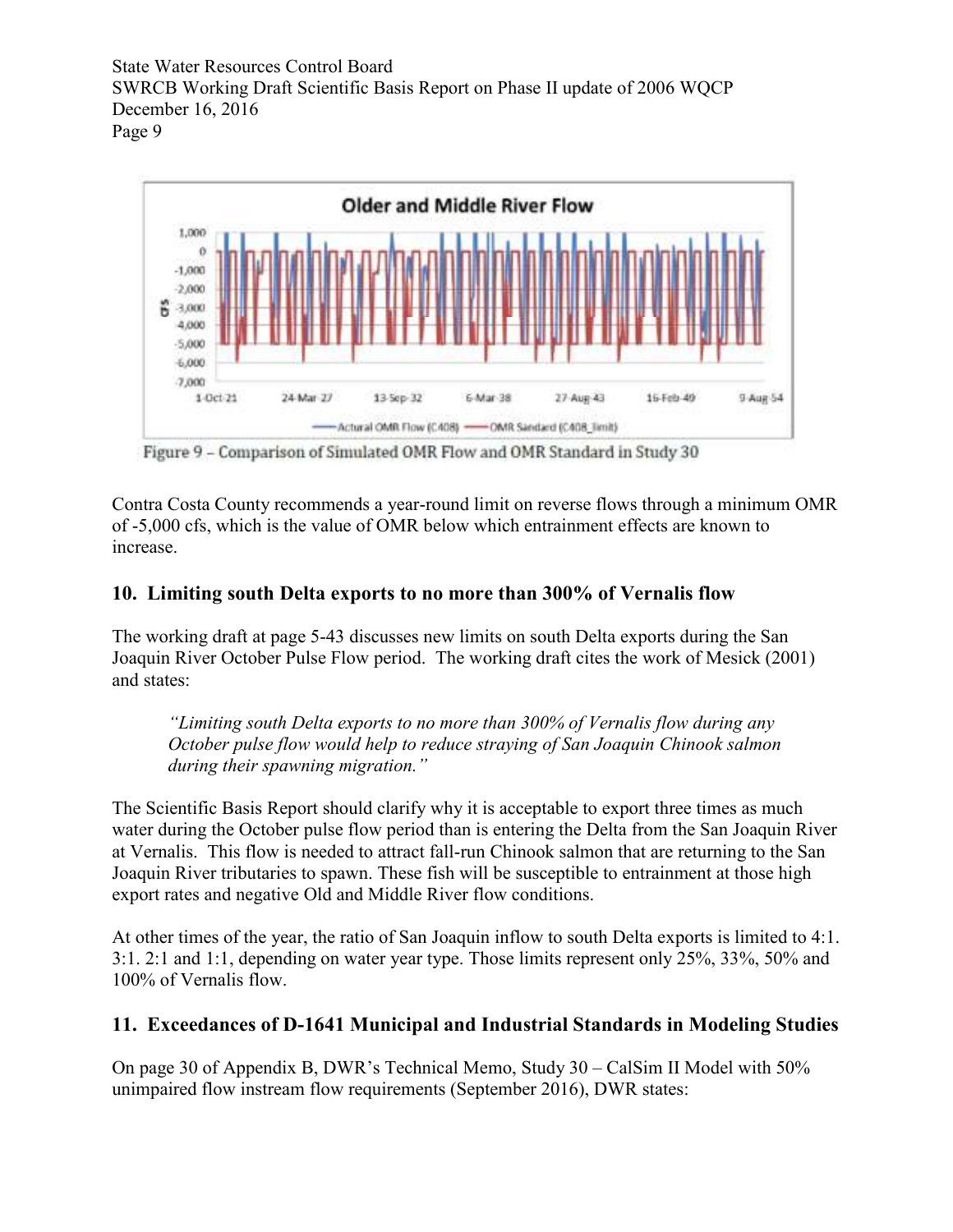Figure 9 – Comparison of Simulated OMR Flow and OMR Standard in Study 30

Contra Costa County recommends a year-round limit on reverse flows through a minimum OMR of -5,000 cfs, which is the value of OMR below which entrainment effects are known to increase.

## 10. Limiting south Delta exports to no more than 300% of Vernalis flow

The working draft at page 5-43 discusses new limits on south Delta exports during the San Joaquin River October Pulse Flow period. The working draft cites the work of Mesick (2001) and states:

> *"Limiting south Delta exports to no more than 300% of Vernalis flow during any October pulse flow would help to reduce straying of San Joaquin Chinook salmon during their spawning migration."*

The Scientific Basis Report should clarify why it is acceptable to export three times as much water during the October pulse flow period than is entering the Delta from the San Joaquin River at Vernalis. This flow is needed to attract fall-run Chinook salmon that are returning to the San Joaquin River tributaries to spawn. These fish will be susceptible to entrainment at those high export rates and negative Old and Middle River flow conditions.

At other times of the year, the ratio of San Joaquin inflow to south Delta exports is limited to 4:1. 3:1. 2:1 and 1:1, depending on water year type. Those limits represent only 25%, 33%, 50% and 100% of Vernalis flow.

## 11. Exceedances of D-1641 Municipal and Industrial Standards in Modeling Studies

On page 30 of Appendix B, DWR's Technical Memo, Study 30 – CalSim II Model with 50% unimpaired flow instream flow requirements (September 2016), DWR states: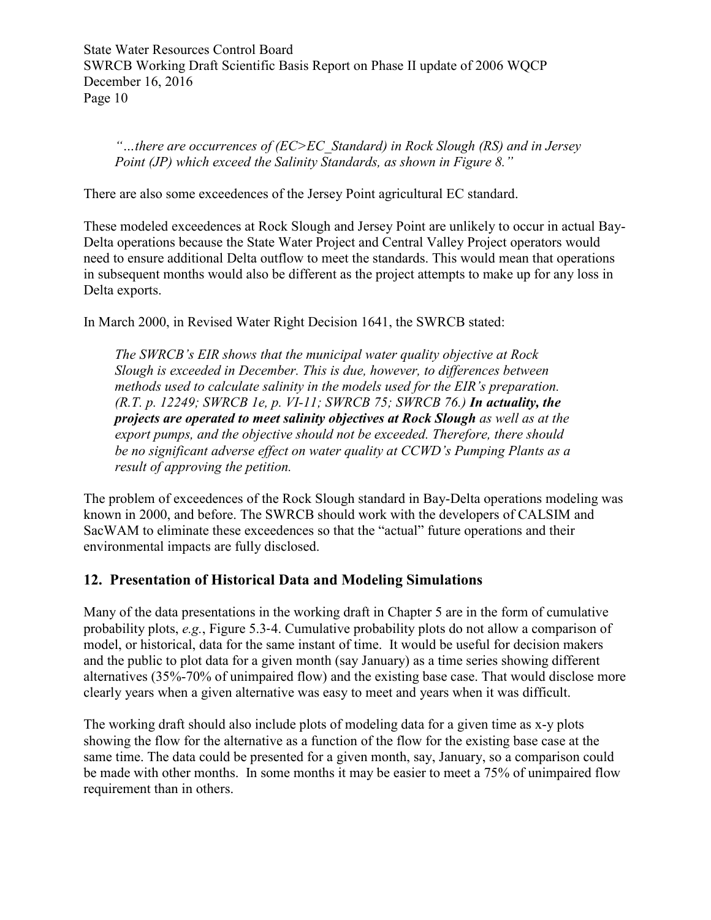*"…there are occurrences of (EC>EC_Standard) in Rock Slough (RS) and in Jersey Point (JP) which exceed the Salinity Standards, as shown in Figure 8."*

There are also some exceedences of the Jersey Point agricultural EC standard.

These modeled exceedences at Rock Slough and Jersey Point are unlikely to occur in actual Bay-Delta operations because the State Water Project and Central Valley Project operators would need to ensure additional Delta outflow to meet the standards. This would mean that operations in subsequent months would also be different as the project attempts to make up for any loss in Delta exports.

In March 2000, in Revised Water Right Decision 1641, the SWRCB stated:

> *The SWRCB's EIR shows that the municipal water quality objective at Rock Slough is exceeded in December. This is due, however, to differences between methods used to calculate salinity in the models used for the EIR's preparation. (R.T. p. 12249; SWRCB 1e, p. VI-11; SWRCB 75; SWRCB 76.)* ***In actuality, the projects are operated to meet salinity objectives at Rock Slough*** *as well as at the export pumps, and the objective should not be exceeded. Therefore, there should be no significant adverse effect on water quality at CCWD's Pumping Plants as a result of approving the petition.*

The problem of exceedences of the Rock Slough standard in Bay-Delta operations modeling was known in 2000, and before. The SWRCB should work with the developers of CALSIM and SacWAM to eliminate these exceedences so that the "actual" future operations and their environmental impacts are fully disclosed.

## 12. Presentation of Historical Data and Modeling Simulations

Many of the data presentations in the working draft in Chapter 5 are in the form of cumulative probability plots, *e.g.*, Figure 5.3-4. Cumulative probability plots do not allow a comparison of model, or historical, data for the same instant of time. It would be useful for decision makers and the public to plot data for a given month (say January) as a time series showing different alternatives (35%-70% of unimpaired flow) and the existing base case. That would disclose more clearly years when a given alternative was easy to meet and years when it was difficult.

The working draft should also include plots of modeling data for a given time as x-y plots showing the flow for the alternative as a function of the flow for the existing base case at the same time. The data could be presented for a given month, say, January, so a comparison could be made with other months. In some months it may be easier to meet a 75% of unimpaired flow requirement than in others.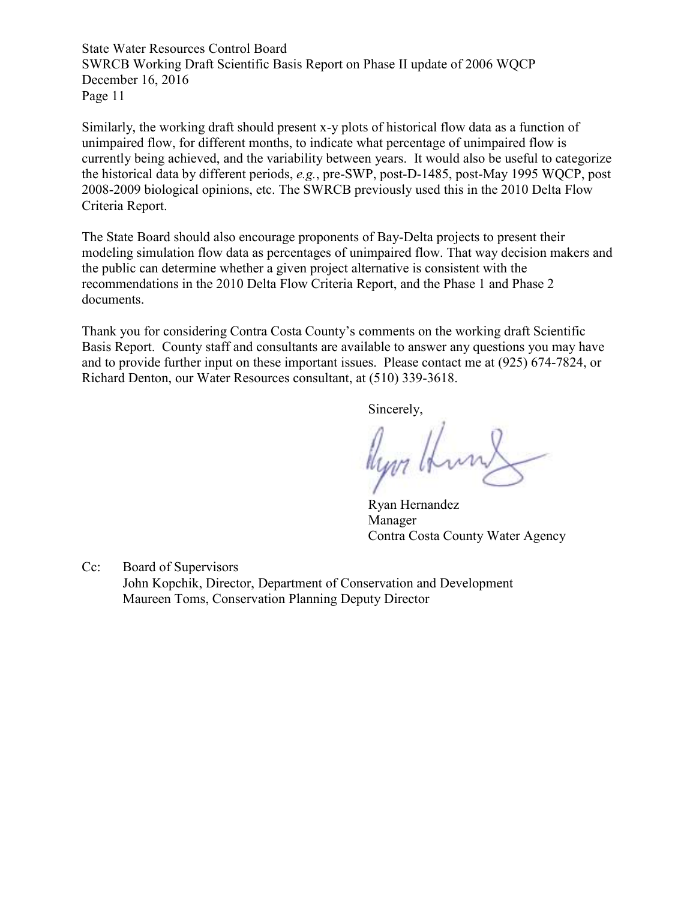Similarly, the working draft should present x-y plots of historical flow data as a function of unimpaired flow, for different months, to indicate what percentage of unimpaired flow is currently being achieved, and the variability between years. It would also be useful to categorize the historical data by different periods, *e.g.*, pre-SWP, post-D-1485, post-May 1995 WQCP, post 2008-2009 biological opinions, etc. The SWRCB previously used this in the 2010 Delta Flow Criteria Report.

The State Board should also encourage proponents of Bay-Delta projects to present their modeling simulation flow data as percentages of unimpaired flow. That way decision makers and the public can determine whether a given project alternative is consistent with the recommendations in the 2010 Delta Flow Criteria Report, and the Phase 1 and Phase 2 documents.

Thank you for considering Contra Costa County's comments on the working draft Scientific Basis Report. County staff and consultants are available to answer any questions you may have and to provide further input on these important issues. Please contact me at (925) 674-7824, or Richard Denton, our Water Resources consultant, at (510) 339-3618.

Sincerely,

Ryan Hernandez
Manager
Contra Costa County Water Agency

Cc: Board of Supervisors
John Kopchik, Director, Department of Conservation and Development
Maureen Toms, Conservation Planning Deputy Director